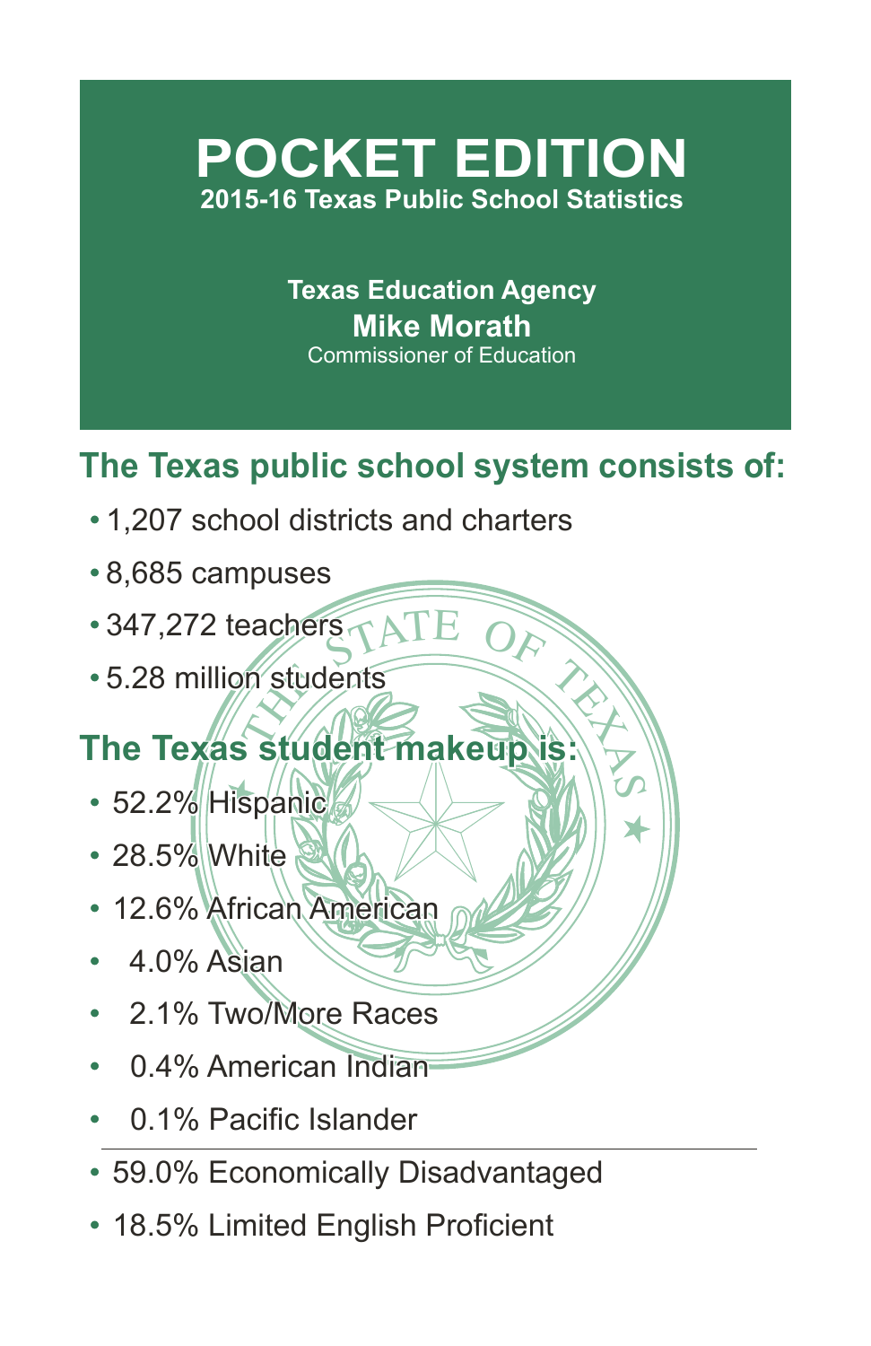# POCKET EDITION

**2015-16 Texas Public School Statistics**

**Texas Education Agency**

**Mike Morath**

Commissioner of Education

## The Texas public school system consists of:

- 1,207 school districts and charters
- 8,685 campuses
- 347,272 teachers
- 5.28 million students

## The Texas student makeup is:

- 52.2% Hispanic
- 28.5% White
- 12.6% African American
- 4.0% Asian
- 2.1% Two/More Races
- 0.4% American Indian
- 0.1% Pacific Islander

---

- 59.0% Economically Disadvantaged
- 18.5% Limited English Proficient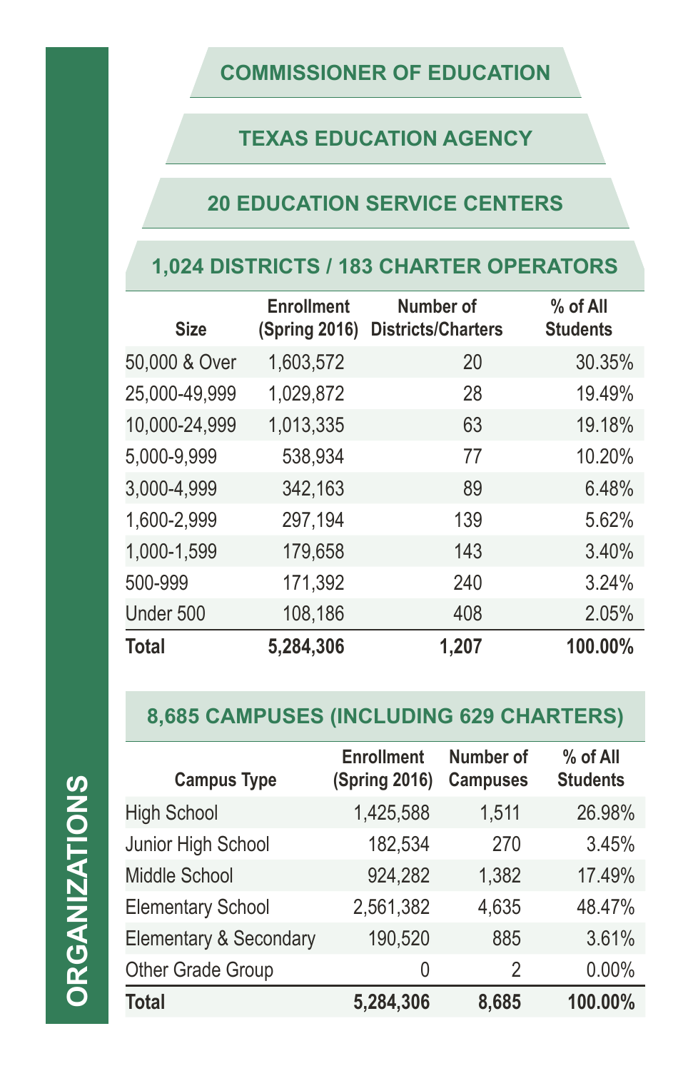ORGANIZATIONS

## COMMISSIONER OF EDUCATION

## TEXAS EDUCATION AGENCY

## 20 EDUCATION SERVICE CENTERS

## 1,024 DISTRICTS / 183 CHARTER OPERATORS

| Size | Enrollment (Spring 2016) | Number of Districts/Charters | % of All Students |
|---|---|---|---|
| 50,000 & Over | 1,603,572 | 20 | 30.35% |
| 25,000-49,999 | 1,029,872 | 28 | 19.49% |
| 10,000-24,999 | 1,013,335 | 63 | 19.18% |
| 5,000-9,999 | 538,934 | 77 | 10.20% |
| 3,000-4,999 | 342,163 | 89 | 6.48% |
| 1,600-2,999 | 297,194 | 139 | 5.62% |
| 1,000-1,599 | 179,658 | 143 | 3.40% |
| 500-999 | 171,392 | 240 | 3.24% |
| Under 500 | 108,186 | 408 | 2.05% |
| **Total** | **5,284,306** | **1,207** | **100.00%** |

## 8,685 CAMPUSES (INCLUDING 629 CHARTERS)

| Campus Type | Enrollment (Spring 2016) | Number of Campuses | % of All Students |
|---|---|---|---|
| High School | 1,425,588 | 1,511 | 26.98% |
| Junior High School | 182,534 | 270 | 3.45% |
| Middle School | 924,282 | 1,382 | 17.49% |
| Elementary School | 2,561,382 | 4,635 | 48.47% |
| Elementary & Secondary | 190,520 | 885 | 3.61% |
| Other Grade Group | 0 | 2 | 0.00% |
| **Total** | **5,284,306** | **8,685** | **100.00%** |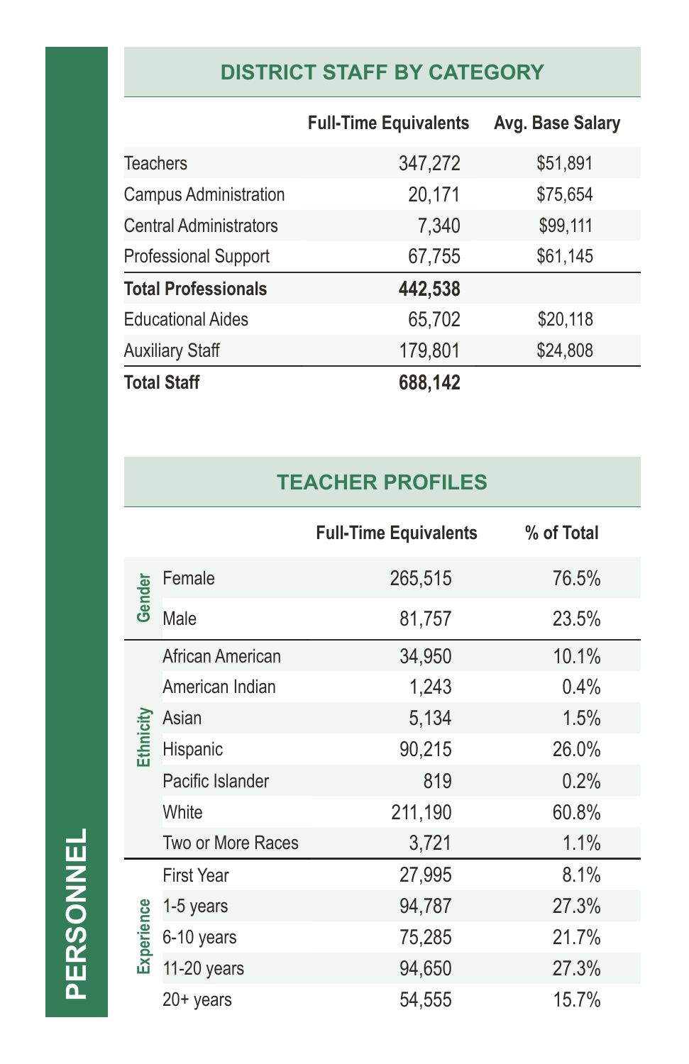# PERSONNEL

## DISTRICT STAFF BY CATEGORY

| | Full-Time Equivalents | Avg. Base Salary |
|---|---|---|
| Teachers | 347,272 | $51,891 |
| Campus Administration | 20,171 | $75,654 |
| Central Administrators | 7,340 | $99,111 |
| Professional Support | 67,755 | $61,145 |
| **Total Professionals** | **442,538** | |
| Educational Aides | 65,702 | $20,118 |
| Auxiliary Staff | 179,801 | $24,808 |
| **Total Staff** | **688,142** | |

## TEACHER PROFILES

| | | Full-Time Equivalents | % of Total |
|---|---|---|---|
| Gender | Female | 265,515 | 76.5% |
| | Male | 81,757 | 23.5% |
| Ethnicity | African American | 34,950 | 10.1% |
| | American Indian | 1,243 | 0.4% |
| | Asian | 5,134 | 1.5% |
| | Hispanic | 90,215 | 26.0% |
| | Pacific Islander | 819 | 0.2% |
| | White | 211,190 | 60.8% |
| | Two or More Races | 3,721 | 1.1% |
| Experience | First Year | 27,995 | 8.1% |
| | 1-5 years | 94,787 | 27.3% |
| | 6-10 years | 75,285 | 21.7% |
| | 11-20 years | 94,650 | 27.3% |
| | 20+ years | 54,555 | 15.7% |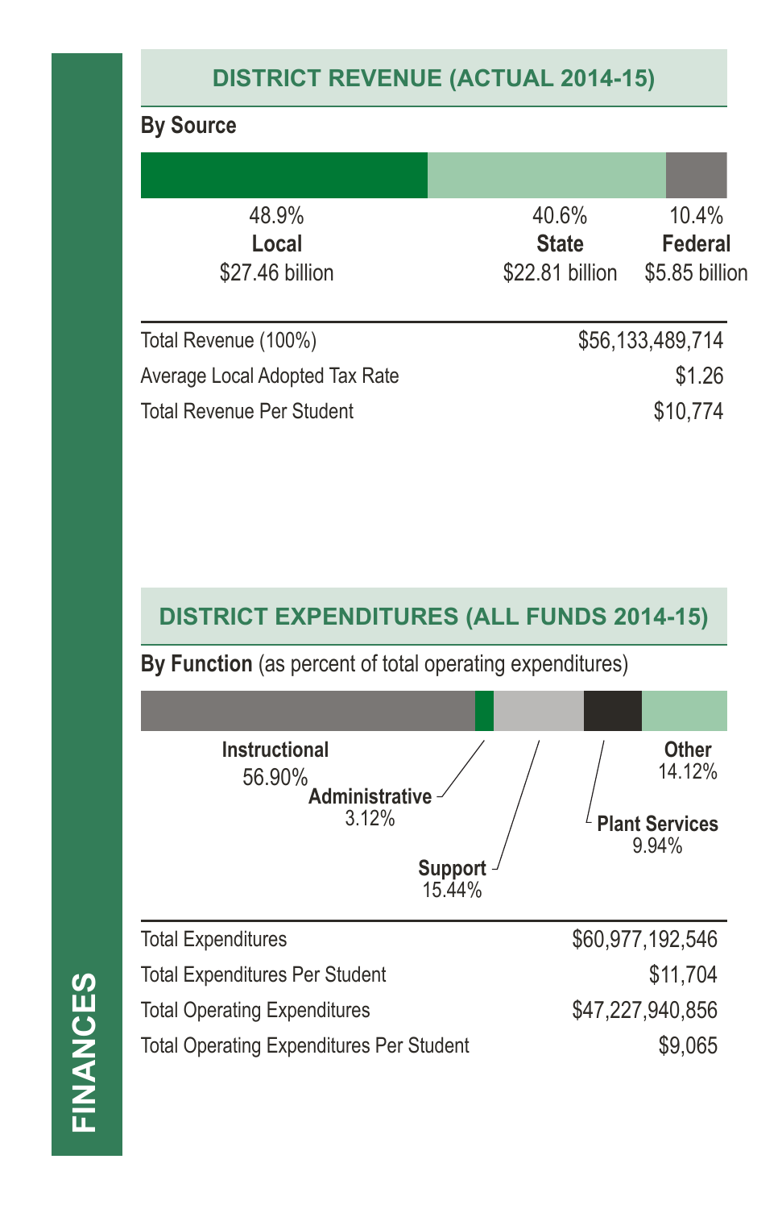# FINANCES

## DISTRICT REVENUE (ACTUAL 2014-15)

**By Source**

| Local | State | Federal |
|---|---|---|
| 48.9% | 40.6% | 10.4% |
| $27.46 billion | $22.81 billion | $5.85 billion |

| | |
|---|---|
| Total Revenue (100%) | $56,133,489,714 |
| Average Local Adopted Tax Rate | $1.26 |
| Total Revenue Per Student | $10,774 |

## DISTRICT EXPENDITURES (ALL FUNDS 2014-15)

**By Function** (as percent of total operating expenditures)

| Function | Percent |
|---|---|
| **Instructional** | 56.90% |
| **Administrative** | 3.12% |
| **Support** | 15.44% |
| **Plant Services** | 9.94% |
| **Other** | 14.12% |

| | |
|---|---|
| Total Expenditures | $60,977,192,546 |
| Total Expenditures Per Student | $11,704 |
| Total Operating Expenditures | $47,227,940,856 |
| Total Operating Expenditures Per Student | $9,065 |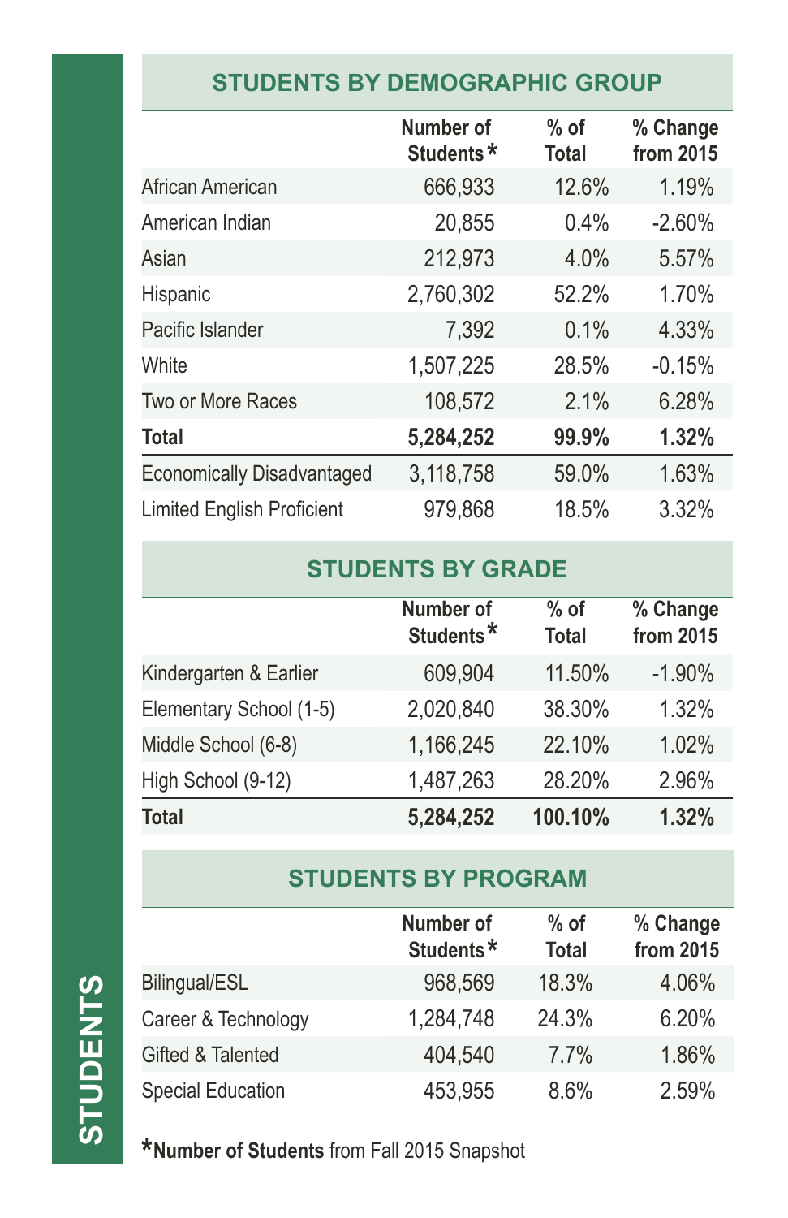# STUDENTS

## STUDENTS BY DEMOGRAPHIC GROUP

| | Number of Students* | % of Total | % Change from 2015 |
|---|---|---|---|
| African American | 666,933 | 12.6% | 1.19% |
| American Indian | 20,855 | 0.4% | -2.60% |
| Asian | 212,973 | 4.0% | 5.57% |
| Hispanic | 2,760,302 | 52.2% | 1.70% |
| Pacific Islander | 7,392 | 0.1% | 4.33% |
| White | 1,507,225 | 28.5% | -0.15% |
| Two or More Races | 108,572 | 2.1% | 6.28% |
| **Total** | **5,284,252** | **99.9%** | **1.32%** |
| Economically Disadvantaged | 3,118,758 | 59.0% | 1.63% |
| Limited English Proficient | 979,868 | 18.5% | 3.32% |

## STUDENTS BY GRADE

| | Number of Students* | % of Total | % Change from 2015 |
|---|---|---|---|
| Kindergarten & Earlier | 609,904 | 11.50% | -1.90% |
| Elementary School (1-5) | 2,020,840 | 38.30% | 1.32% |
| Middle School (6-8) | 1,166,245 | 22.10% | 1.02% |
| High School (9-12) | 1,487,263 | 28.20% | 2.96% |
| **Total** | **5,284,252** | **100.10%** | **1.32%** |

## STUDENTS BY PROGRAM

| | Number of Students* | % of Total | % Change from 2015 |
|---|---|---|---|
| Bilingual/ESL | 968,569 | 18.3% | 4.06% |
| Career & Technology | 1,284,748 | 24.3% | 6.20% |
| Gifted & Talented | 404,540 | 7.7% | 1.86% |
| Special Education | 453,955 | 8.6% | 2.59% |

***Number of Students** from Fall 2015 Snapshot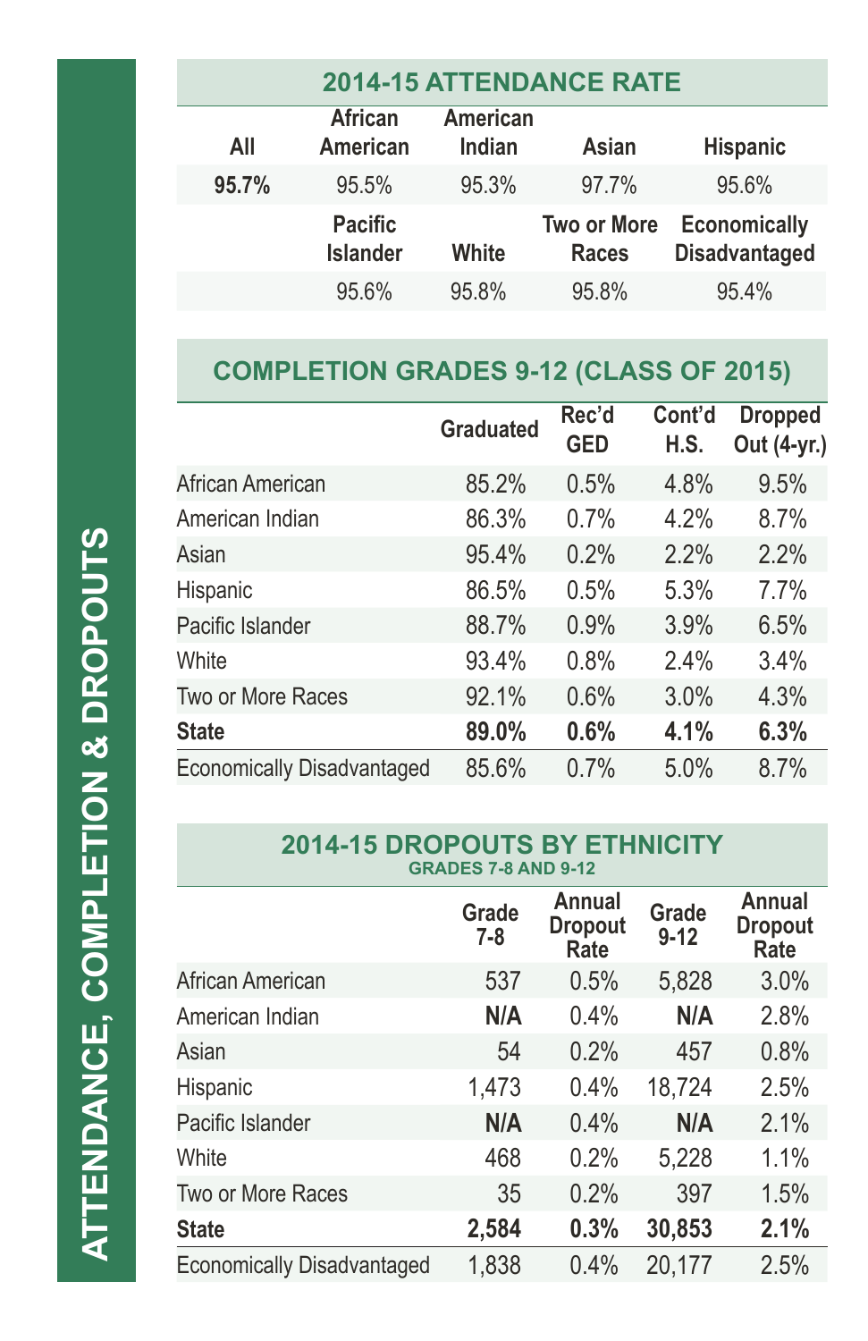# ATTENDANCE, COMPLETION & DROPOUTS

## 2014-15 ATTENDANCE RATE

| All | African American | American Indian | Asian | Hispanic |
|---|---|---|---|---|
| **95.7%** | 95.5% | 95.3% | 97.7% | 95.6% |

| | Pacific Islander | White | Two or More Races | Economically Disadvantaged |
|---|---|---|---|---|
| | 95.6% | 95.8% | 95.8% | 95.4% |

## COMPLETION GRADES 9-12 (CLASS OF 2015)

| | Graduated | Rec'd GED | Cont'd H.S. | Dropped Out (4-yr.) |
|---|---|---|---|---|
| African American | 85.2% | 0.5% | 4.8% | 9.5% |
| American Indian | 86.3% | 0.7% | 4.2% | 8.7% |
| Asian | 95.4% | 0.2% | 2.2% | 2.2% |
| Hispanic | 86.5% | 0.5% | 5.3% | 7.7% |
| Pacific Islander | 88.7% | 0.9% | 3.9% | 6.5% |
| White | 93.4% | 0.8% | 2.4% | 3.4% |
| Two or More Races | 92.1% | 0.6% | 3.0% | 4.3% |
| **State** | **89.0%** | **0.6%** | **4.1%** | **6.3%** |
| Economically Disadvantaged | 85.6% | 0.7% | 5.0% | 8.7% |

## 2014-15 DROPOUTS BY ETHNICITY
### GRADES 7-8 AND 9-12

| | Grade 7-8 | Annual Dropout Rate | Grade 9-12 | Annual Dropout Rate |
|---|---|---|---|---|
| African American | 537 | 0.5% | 5,828 | 3.0% |
| American Indian | **N/A** | 0.4% | **N/A** | 2.8% |
| Asian | 54 | 0.2% | 457 | 0.8% |
| Hispanic | 1,473 | 0.4% | 18,724 | 2.5% |
| Pacific Islander | **N/A** | 0.4% | **N/A** | 2.1% |
| White | 468 | 0.2% | 5,228 | 1.1% |
| Two or More Races | 35 | 0.2% | 397 | 1.5% |
| **State** | **2,584** | **0.3%** | **30,853** | **2.1%** |
| Economically Disadvantaged | 1,838 | 0.4% | 20,177 | 2.5% |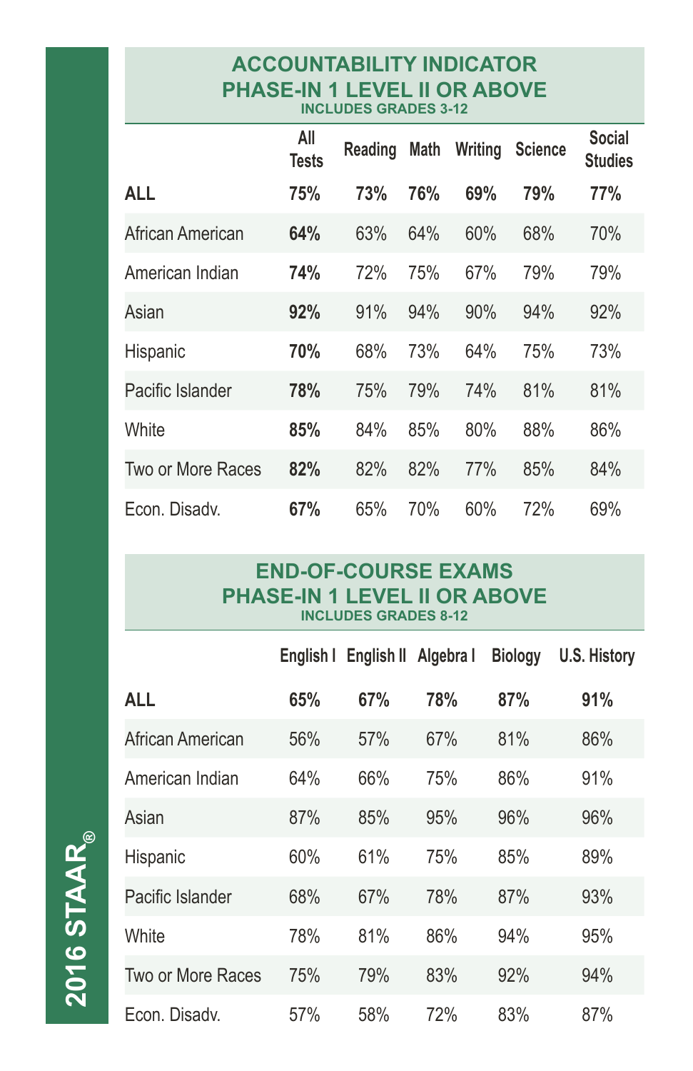## ACCOUNTABILITY INDICATOR PHASE-IN 1 LEVEL II OR ABOVE

INCLUDES GRADES 3-12

| | All Tests | Reading | Math | Writing | Science | Social Studies |
|---|---|---|---|---|---|---|
| **ALL** | **75%** | **73%** | **76%** | **69%** | **79%** | **77%** |
| African American | **64%** | 63% | 64% | 60% | 68% | 70% |
| American Indian | **74%** | 72% | 75% | 67% | 79% | 79% |
| Asian | **92%** | 91% | 94% | 90% | 94% | 92% |
| Hispanic | **70%** | 68% | 73% | 64% | 75% | 73% |
| Pacific Islander | **78%** | 75% | 79% | 74% | 81% | 81% |
| White | **85%** | 84% | 85% | 80% | 88% | 86% |
| Two or More Races | **82%** | 82% | 82% | 77% | 85% | 84% |
| Econ. Disadv. | **67%** | 65% | 70% | 60% | 72% | 69% |

## END-OF-COURSE EXAMS PHASE-IN 1 LEVEL II OR ABOVE

INCLUDES GRADES 8-12

| | English I | English II | Algebra I | Biology | U.S. History |
|---|---|---|---|---|---|
| **ALL** | **65%** | **67%** | **78%** | **87%** | **91%** |
| African American | 56% | 57% | 67% | 81% | 86% |
| American Indian | 64% | 66% | 75% | 86% | 91% |
| Asian | 87% | 85% | 95% | 96% | 96% |
| Hispanic | 60% | 61% | 75% | 85% | 89% |
| Pacific Islander | 68% | 67% | 78% | 87% | 93% |
| White | 78% | 81% | 86% | 94% | 95% |
| Two or More Races | 75% | 79% | 83% | 92% | 94% |
| Econ. Disadv. | 57% | 58% | 72% | 83% | 87% |

2016 STAAR®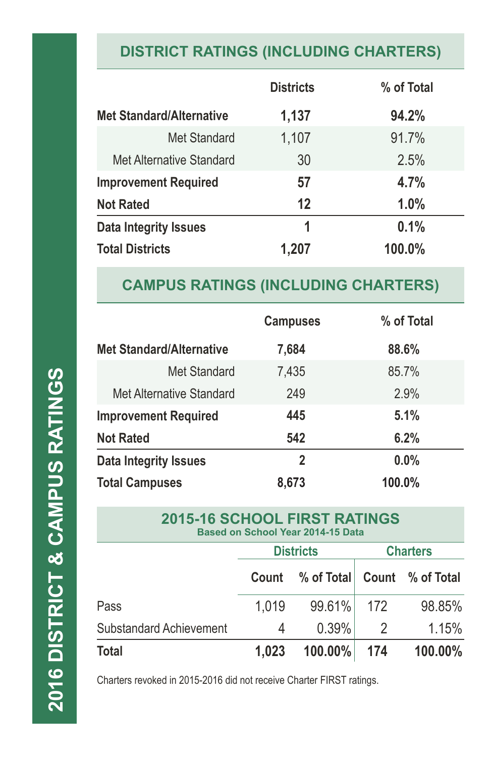# 2016 DISTRICT & CAMPUS RATINGS

## DISTRICT RATINGS (INCLUDING CHARTERS)

| | Districts | % of Total |
|---|---|---|
| **Met Standard/Alternative** | **1,137** | **94.2%** |
| Met Standard | 1,107 | 91.7% |
| Met Alternative Standard | 30 | 2.5% |
| **Improvement Required** | **57** | **4.7%** |
| **Not Rated** | **12** | **1.0%** |
| **Data Integrity Issues** | **1** | **0.1%** |
| **Total Districts** | **1,207** | **100.0%** |

## CAMPUS RATINGS (INCLUDING CHARTERS)

| | Campuses | % of Total |
|---|---|---|
| **Met Standard/Alternative** | **7,684** | **88.6%** |
| Met Standard | 7,435 | 85.7% |
| Met Alternative Standard | 249 | 2.9% |
| **Improvement Required** | **445** | **5.1%** |
| **Not Rated** | **542** | **6.2%** |
| **Data Integrity Issues** | **2** | **0.0%** |
| **Total Campuses** | **8,673** | **100.0%** |

## 2015-16 SCHOOL FIRST RATINGS

**Based on School Year 2014-15 Data**

| | Districts | | Charters | |
|---|---|---|---|---|
| | Count | % of Total | Count | % of Total |
| Pass | 1,019 | 99.61% | 172 | 98.85% |
| Substandard Achievement | 4 | 0.39% | 2 | 1.15% |
| **Total** | **1,023** | **100.00%** | **174** | **100.00%** |

Charters revoked in 2015-2016 did not receive Charter FIRST ratings.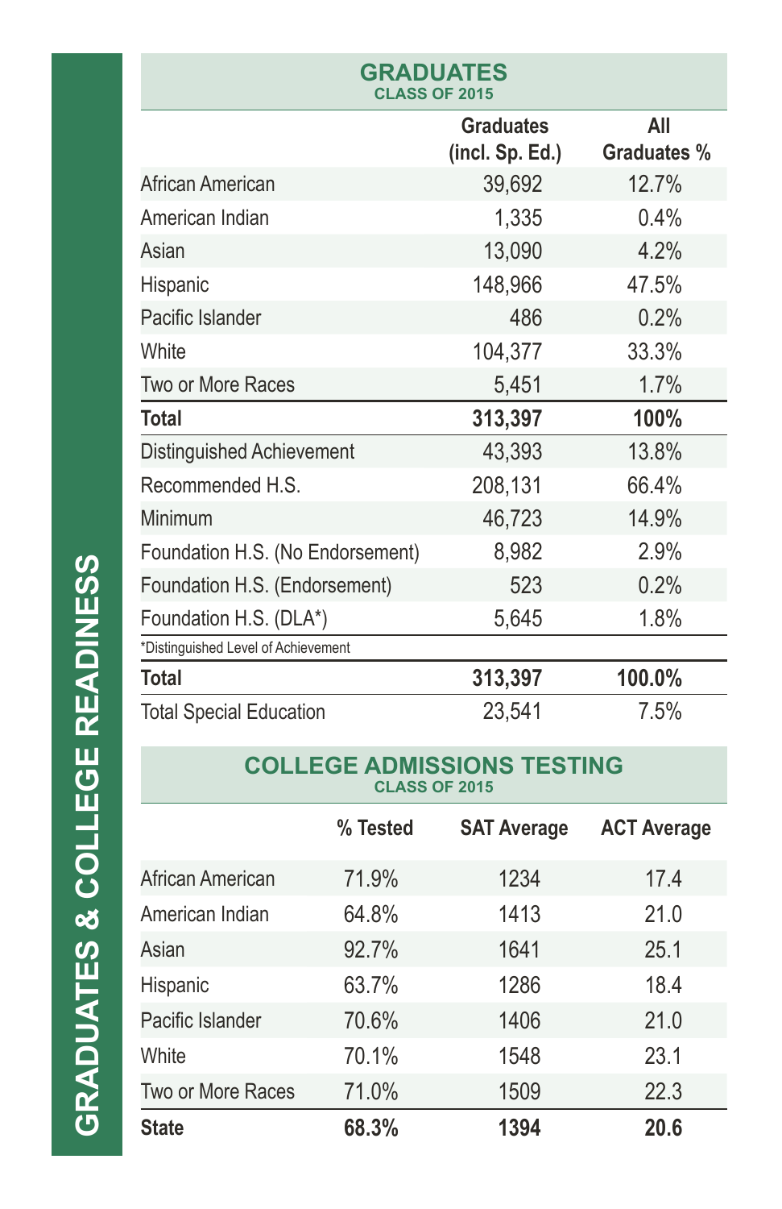# GRADUATES & COLLEGE READINESS

## GRADUATES
### CLASS OF 2015

| | Graduates (incl. Sp. Ed.) | All Graduates % |
|---|---|---|
| African American | 39,692 | 12.7% |
| American Indian | 1,335 | 0.4% |
| Asian | 13,090 | 4.2% |
| Hispanic | 148,966 | 47.5% |
| Pacific Islander | 486 | 0.2% |
| White | 104,377 | 33.3% |
| Two or More Races | 5,451 | 1.7% |
| **Total** | **313,397** | **100%** |
| Distinguished Achievement | 43,393 | 13.8% |
| Recommended H.S. | 208,131 | 66.4% |
| Minimum | 46,723 | 14.9% |
| Foundation H.S. (No Endorsement) | 8,982 | 2.9% |
| Foundation H.S. (Endorsement) | 523 | 0.2% |
| Foundation H.S. (DLA*) | 5,645 | 1.8% |
| **Total** | **313,397** | **100.0%** |
| Total Special Education | 23,541 | 7.5% |

*Distinguished Level of Achievement

## COLLEGE ADMISSIONS TESTING
### CLASS OF 2015

| | % Tested | SAT Average | ACT Average |
|---|---|---|---|
| African American | 71.9% | 1234 | 17.4 |
| American Indian | 64.8% | 1413 | 21.0 |
| Asian | 92.7% | 1641 | 25.1 |
| Hispanic | 63.7% | 1286 | 18.4 |
| Pacific Islander | 70.6% | 1406 | 21.0 |
| White | 70.1% | 1548 | 23.1 |
| Two or More Races | 71.0% | 1509 | 22.3 |
| **State** | **68.3%** | **1394** | **20.6** |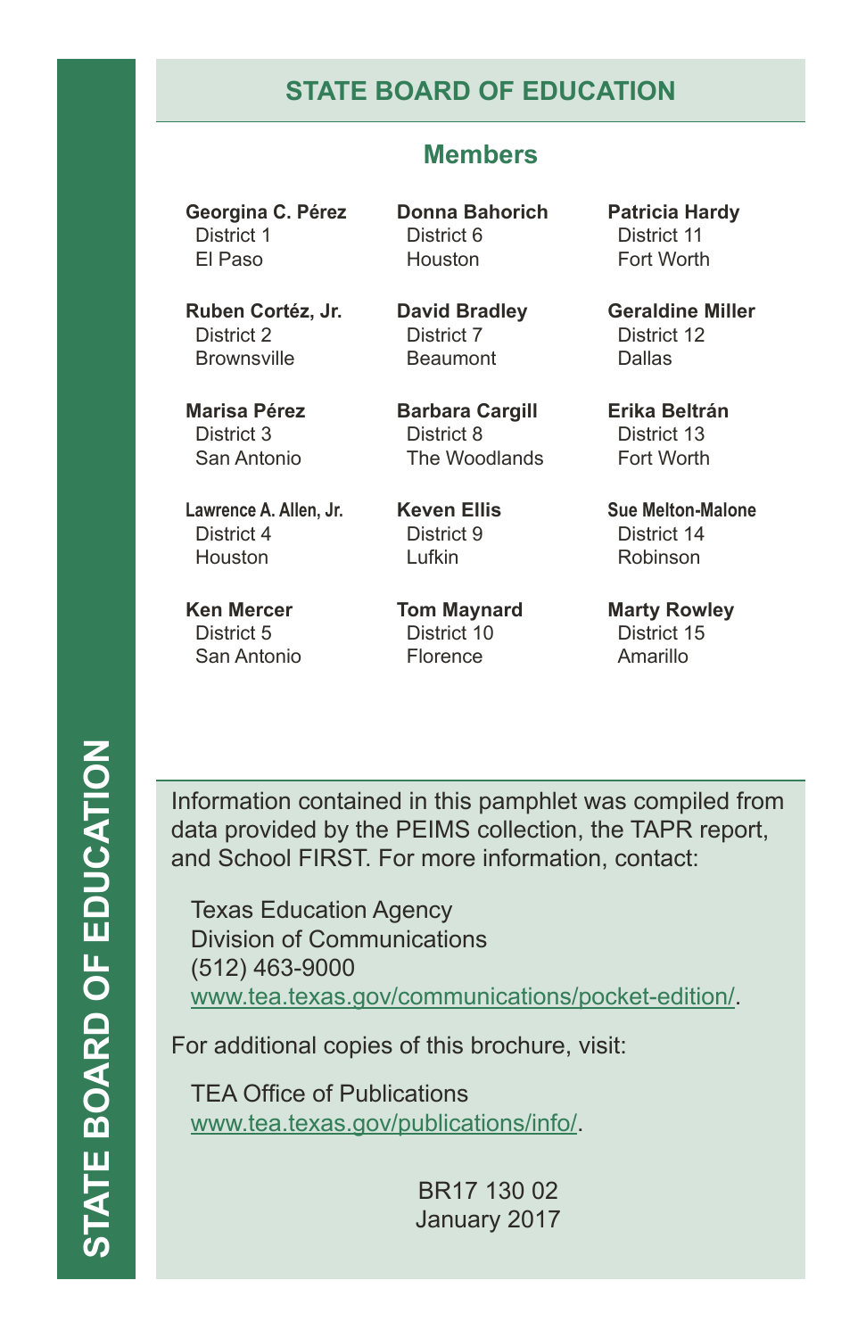# STATE BOARD OF EDUCATION

## Members

**Georgina C. Pérez**
District 1
El Paso

**Ruben Cortéz, Jr.**
District 2
Brownsville

**Marisa Pérez**
District 3
San Antonio

**Lawrence A. Allen, Jr.**
District 4
Houston

**Ken Mercer**
District 5
San Antonio

**Donna Bahorich**
District 6
Houston

**David Bradley**
District 7
Beaumont

**Barbara Cargill**
District 8
The Woodlands

**Keven Ellis**
District 9
Lufkin

**Tom Maynard**
District 10
Florence

**Patricia Hardy**
District 11
Fort Worth

**Geraldine Miller**
District 12
Dallas

**Erika Beltrán**
District 13
Fort Worth

**Sue Melton-Malone**
District 14
Robinson

**Marty Rowley**
District 15
Amarillo

Information contained in this pamphlet was compiled from data provided by the PEIMS collection, the TAPR report, and School FIRST. For more information, contact:

Texas Education Agency
Division of Communications
(512) 463-9000
www.tea.texas.gov/communications/pocket-edition/.

For additional copies of this brochure, visit:

TEA Office of Publications
www.tea.texas.gov/publications/info/.

BR17 130 02
January 2017